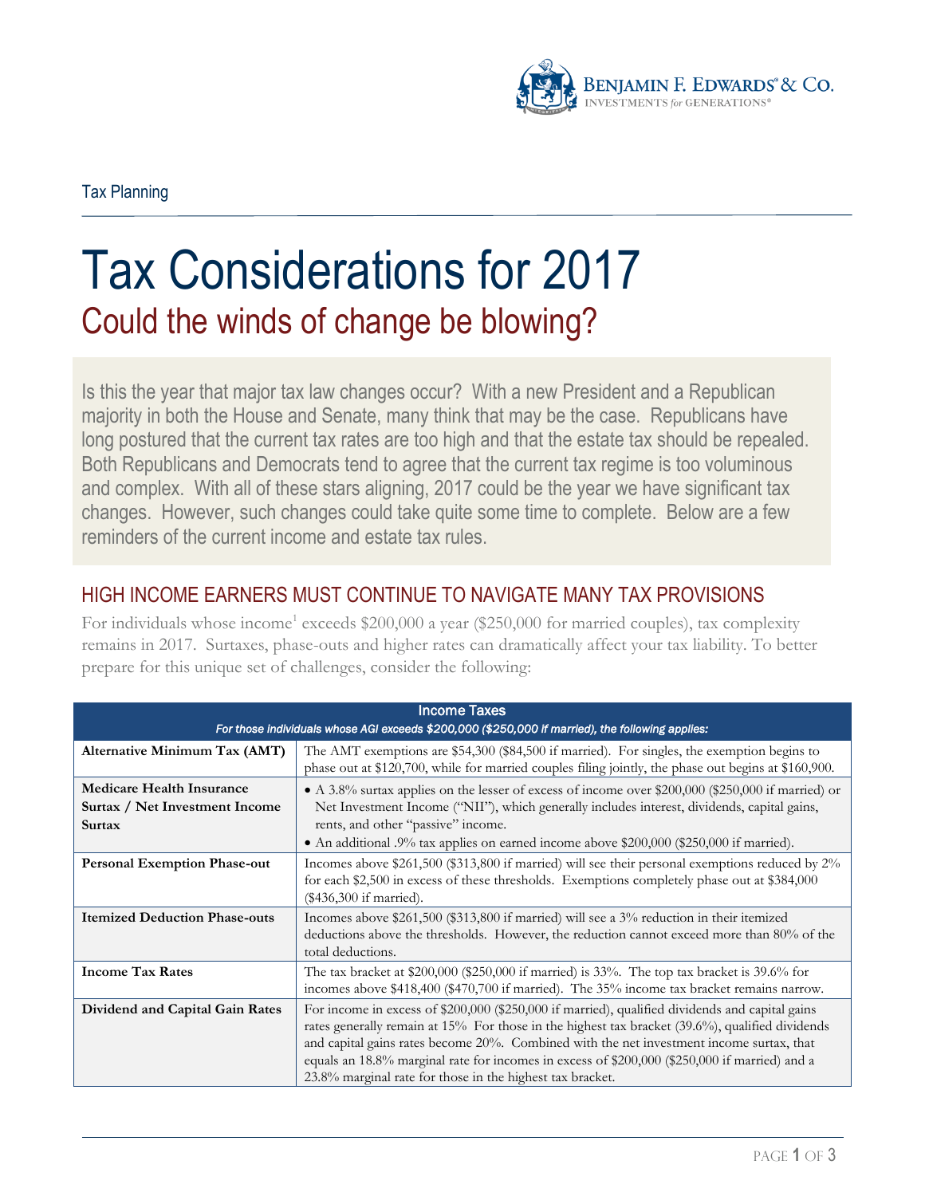Tax Planning

# Tax Considerations for 2017

## Could the winds of change be blowing?

Is this the year that major tax law changes occur? With a new President and a Republican majority in both the House and Senate, many think that may be the case. Republicans have long postured that the current tax rates are too high and that the estate tax should be repealed. Both Republicans and Democrats tend to agree that the current tax regime is too voluminous and complex. With all of these stars aligning, 2017 could be the year we have significant tax changes. However, such changes could take quite some time to complete. Below are a few reminders of the current income and estate tax rules.

## HIGH INCOME EARNERS MUST CONTINUE TO NAVIGATE MANY TAX PROVISIONS

For individuals whose income[1] exceeds $200,000 a year ($250,000 for married couples), tax complexity remains in 2017. Surtaxes, phase-outs and higher rates can dramatically affect your tax liability. To better prepare for this unique set of challenges, consider the following:

| Income Taxes<br>*For those individuals whose AGI exceeds $200,000 ($250,000 if married), the following applies:* | |
|---|---|
| **Alternative Minimum Tax (AMT)** | The AMT exemptions are $54,300 ($84,500 if married). For singles, the exemption begins to phase out at $120,700, while for married couples filing jointly, the phase out begins at $160,900. |
| **Medicare Health Insurance Surtax / Net Investment Income Surtax** | • A 3.8% surtax applies on the lesser of excess of income over $200,000 ($250,000 if married) or Net Investment Income ("NII"), which generally includes interest, dividends, capital gains, rents, and other "passive" income.<br>• An additional .9% tax applies on earned income above $200,000 ($250,000 if married). |
| **Personal Exemption Phase-out** | Incomes above $261,500 ($313,800 if married) will see their personal exemptions reduced by 2% for each $2,500 in excess of these thresholds. Exemptions completely phase out at $384,000 ($436,300 if married). |
| **Itemized Deduction Phase-outs** | Incomes above $261,500 ($313,800 if married) will see a 3% reduction in their itemized deductions above the thresholds. However, the reduction cannot exceed more than 80% of the total deductions. |
| **Income Tax Rates** | The tax bracket at $200,000 ($250,000 if married) is 33%. The top tax bracket is 39.6% for incomes above $418,400 ($470,700 if married). The 35% income tax bracket remains narrow. |
| **Dividend and Capital Gain Rates** | For income in excess of $200,000 ($250,000 if married), qualified dividends and capital gains rates generally remain at 15% For those in the highest tax bracket (39.6%), qualified dividends and capital gains rates become 20%. Combined with the net investment income surtax, that equals an 18.8% marginal rate for incomes in excess of $200,000 ($250,000 if married) and a 23.8% marginal rate for those in the highest tax bracket. |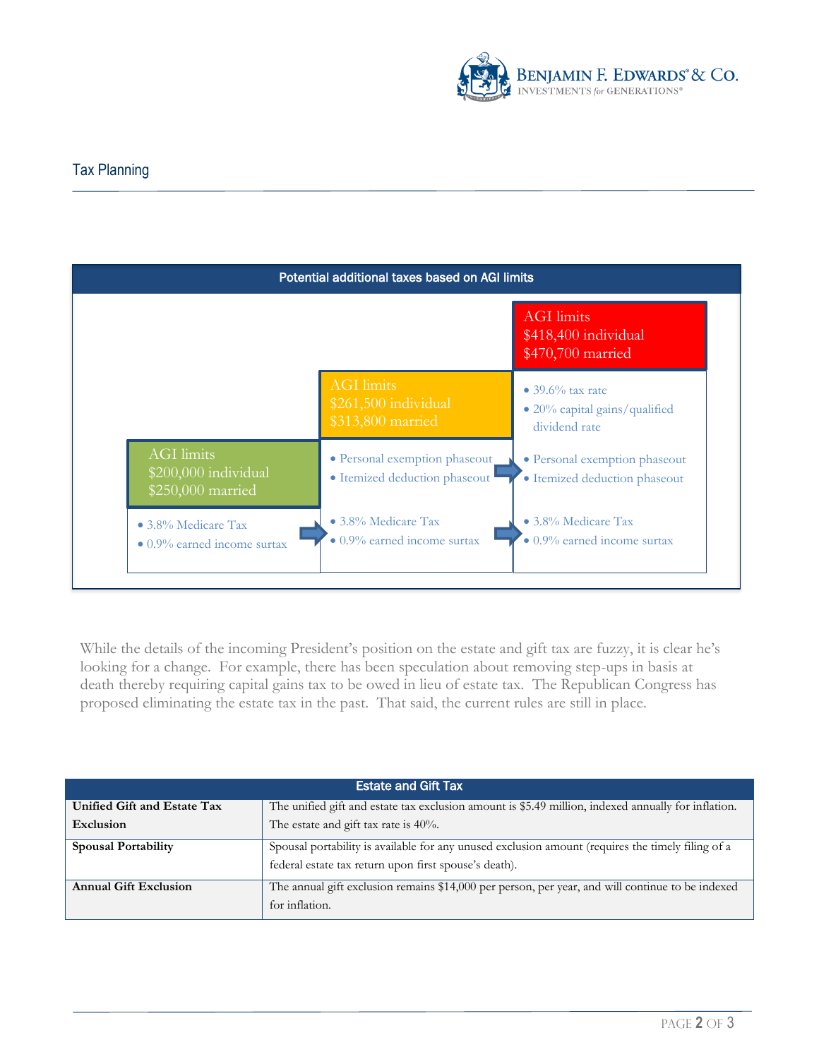## Tax Planning

**Potential additional taxes based on AGI limits**

AGI limits
$200,000 individual
$250,000 married

- 3.8% Medicare Tax
- 0.9% earned income surtax

AGI limits
$261,500 individual
$313,800 married

- Personal exemption phaseout
- Itemized deduction phaseout
- 3.8% Medicare Tax
- 0.9% earned income surtax

AGI limits
$418,400 individual
$470,700 married

- 39.6% tax rate
- 20% capital gains/qualified dividend rate
- Personal exemption phaseout
- Itemized deduction phaseout
- 3.8% Medicare Tax
- 0.9% earned income surtax

While the details of the incoming President's position on the estate and gift tax are fuzzy, it is clear he's looking for a change. For example, there has been speculation about removing step-ups in basis at death thereby requiring capital gains tax to be owed in lieu of estate tax. The Republican Congress has proposed eliminating the estate tax in the past. That said, the current rules are still in place.

| Estate and Gift Tax | |
|---|---|
| **Unified Gift and Estate Tax Exclusion** | The unified gift and estate tax exclusion amount is $5.49 million, indexed annually for inflation. The estate and gift tax rate is 40%. |
| **Spousal Portability** | Spousal portability is available for any unused exclusion amount (requires the timely filing of a federal estate tax return upon first spouse's death). |
| **Annual Gift Exclusion** | The annual gift exclusion remains $14,000 per person, per year, and will continue to be indexed for inflation. |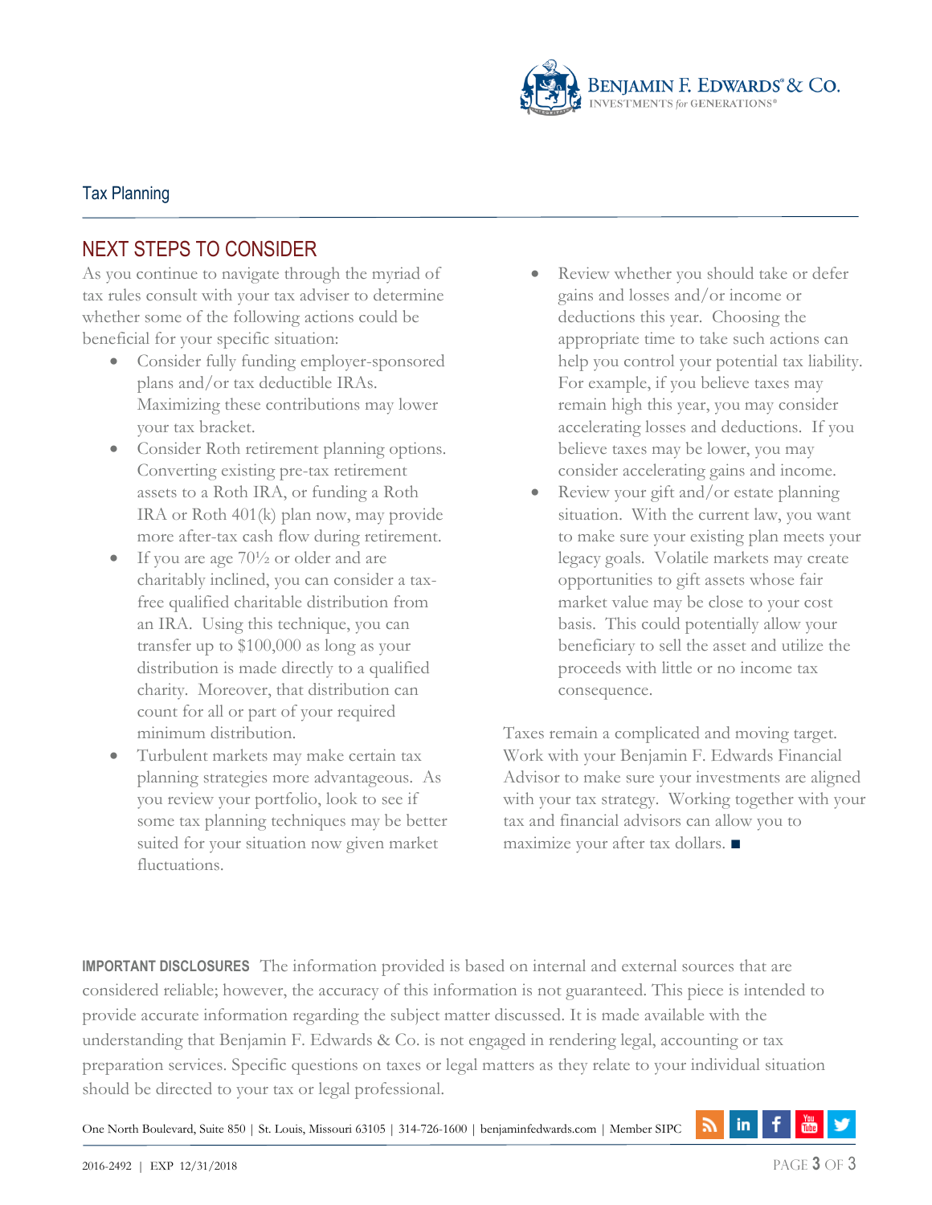Tax Planning

## NEXT STEPS TO CONSIDER

As you continue to navigate through the myriad of tax rules consult with your tax adviser to determine whether some of the following actions could be beneficial for your specific situation:

- Consider fully funding employer-sponsored plans and/or tax deductible IRAs. Maximizing these contributions may lower your tax bracket.
- Consider Roth retirement planning options. Converting existing pre-tax retirement assets to a Roth IRA, or funding a Roth IRA or Roth 401(k) plan now, may provide more after-tax cash flow during retirement.
- If you are age 70½ or older and are charitably inclined, you can consider a tax-free qualified charitable distribution from an IRA. Using this technique, you can transfer up to $100,000 as long as your distribution is made directly to a qualified charity. Moreover, that distribution can count for all or part of your required minimum distribution.
- Turbulent markets may make certain tax planning strategies more advantageous. As you review your portfolio, look to see if some tax planning techniques may be better suited for your situation now given market fluctuations.
- Review whether you should take or defer gains and losses and/or income or deductions this year. Choosing the appropriate time to take such actions can help you control your potential tax liability. For example, if you believe taxes may remain high this year, you may consider accelerating losses and deductions. If you believe taxes may be lower, you may consider accelerating gains and income.
- Review your gift and/or estate planning situation. With the current law, you want to make sure your existing plan meets your legacy goals. Volatile markets may create opportunities to gift assets whose fair market value may be close to your cost basis. This could potentially allow your beneficiary to sell the asset and utilize the proceeds with little or no income tax consequence.

Taxes remain a complicated and moving target. Work with your Benjamin F. Edwards Financial Advisor to make sure your investments are aligned with your tax strategy. Working together with your tax and financial advisors can allow you to maximize your after tax dollars. ■

**IMPORTANT DISCLOSURES** The information provided is based on internal and external sources that are considered reliable; however, the accuracy of this information is not guaranteed. This piece is intended to provide accurate information regarding the subject matter discussed. It is made available with the understanding that Benjamin F. Edwards & Co. is not engaged in rendering legal, accounting or tax preparation services. Specific questions on taxes or legal matters as they relate to your individual situation should be directed to your tax or legal professional.

One North Boulevard, Suite 850 | St. Louis, Missouri 63105 | 314-726-1600 | benjaminfedwards.com | Member SIPC

2016-2492 | EXP 12/31/2018